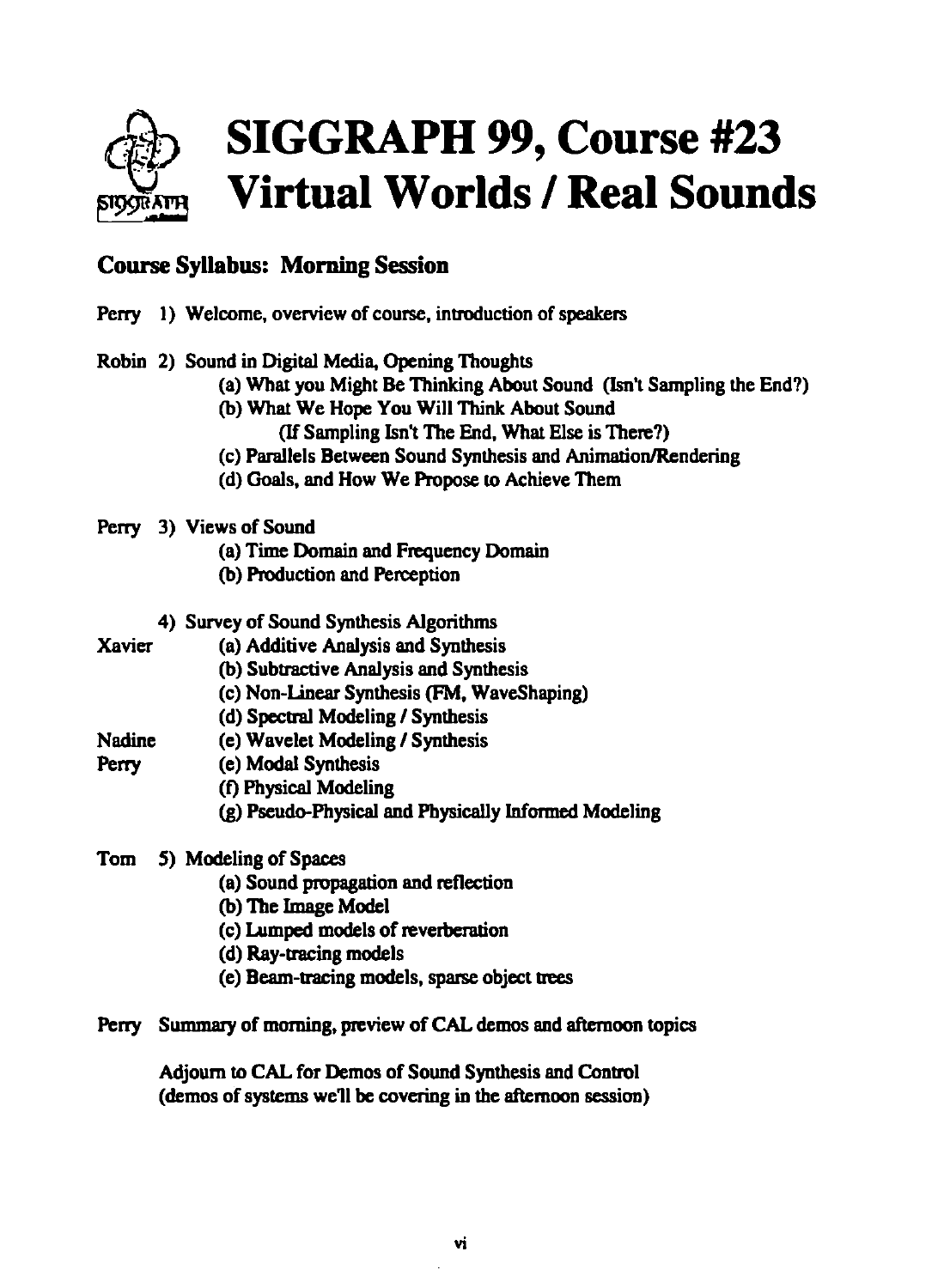# SIGGRAPH 99, Course #23 Virtual Worlds / Real Sounds

## Course Syllabus: Morning Session

Perry 1) Welcome, overview of course, introduction of speakers

Robin 2) Sound in Digital Media, Opening Thoughts

- (a) What you Might Be Thinking About Sound (Isn't Sampling the End?)
- (b) What We Hope You Will Think About Sound (If Sampling Isn't The End, What Else is There?)
- (c) Parallels Between Sound Synthesis and Animation/Rendering
- (d) Goals, and How We Propose to Achieve Them

Perry 3) Views of Sound

- (a) Time Domain and Frequency Domain
- (b) Production and Perception

4) Survey of Sound Synthesis Algorithms

Xavier
- (a) Additive Analysis and Synthesis
- (b) Subtractive Analysis and Synthesis
- (c) Non-Linear Synthesis (FM, WaveShaping)
- (d) Spectral Modeling / Synthesis

Nadine
- (e) Wavelet Modeling / Synthesis

Perry
- (e) Modal Synthesis
- (f) Physical Modeling
- (g) Pseudo-Physical and Physically Informed Modeling

Tom 5) Modeling of Spaces

- (a) Sound propagation and reflection
- (b) The Image Model
- (c) Lumped models of reverberation
- (d) Ray-tracing models
- (e) Beam-tracing models, sparse object trees

Perry Summary of morning, preview of CAL demos and afternoon topics

Adjourn to CAL for Demos of Sound Synthesis and Control
(demos of systems we'll be covering in the afternoon session)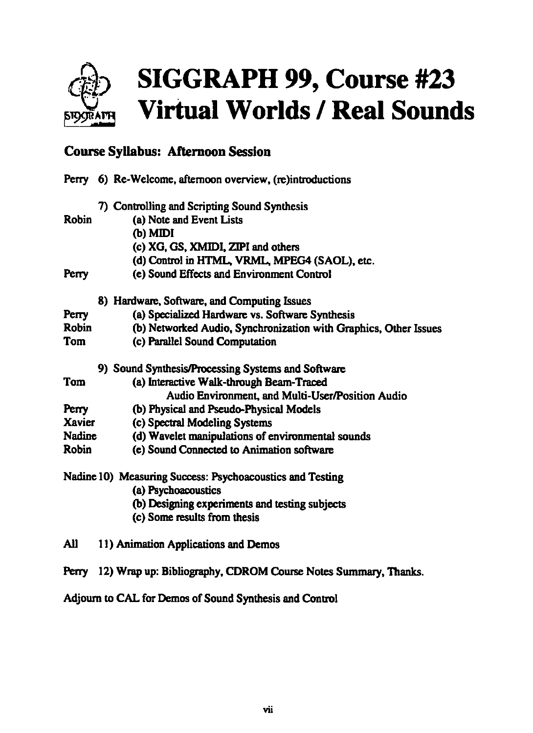# SIGGRAPH 99, Course #23 Virtual Worlds / Real Sounds

## Course Syllabus: Afternoon Session

Perry 6) Re-Welcome, afternoon overview, (re)introductions

7) Controlling and Scripting Sound Synthesis

- Robin (a) Note and Event Lists
  - (b) MIDI
  - (c) XG, GS, XMIDI, ZIPI and others
  - (d) Control in HTML, VRML, MPEG4 (SAOL), etc.
- Perry (e) Sound Effects and Environment Control

8) Hardware, Software, and Computing Issues

- Perry (a) Specialized Hardware vs. Software Synthesis
- Robin (b) Networked Audio, Synchronization with Graphics, Other Issues
- Tom (c) Parallel Sound Computation

9) Sound Synthesis/Processing Systems and Software

- Tom (a) Interactive Walk-through Beam-Traced Audio Environment, and Multi-User/Position Audio
- Perry (b) Physical and Pseudo-Physical Models
- Xavier (c) Spectral Modeling Systems
- Nadine (d) Wavelet manipulations of environmental sounds
- Robin (e) Sound Connected to Animation software

Nadine 10) Measuring Success: Psychoacoustics and Testing

- (a) Psychoacoustics
- (b) Designing experiments and testing subjects
- (c) Some results from thesis

All 11) Animation Applications and Demos

Perry 12) Wrap up: Bibliography, CDROM Course Notes Summary, Thanks.

Adjourn to CAL for Demos of Sound Synthesis and Control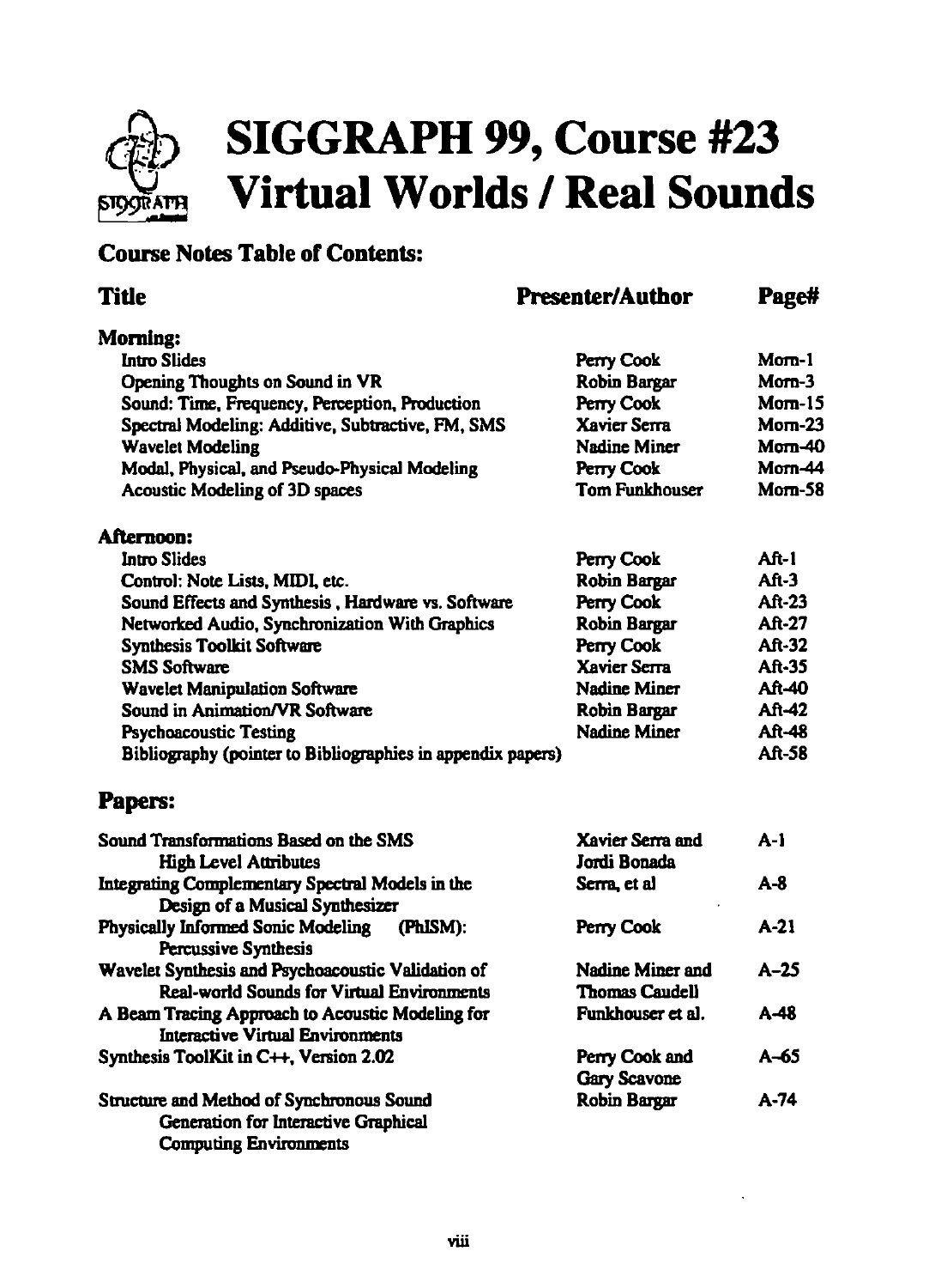# SIGGRAPH 99, Course #23
# Virtual Worlds / Real Sounds

### Course Notes Table of Contents:

| Title | Presenter/Author | Page# |
|---|---|---|
| **Morning:** | | |
| Intro Slides | Perry Cook | Morn-1 |
| Opening Thoughts on Sound in VR | Robin Bargar | Morn-3 |
| Sound: Time, Frequency, Perception, Production | Perry Cook | Morn-15 |
| Spectral Modeling: Additive, Subtractive, FM, SMS | Xavier Serra | Morn-23 |
| Wavelet Modeling | Nadine Miner | Morn-40 |
| Modal, Physical, and Pseudo-Physical Modeling | Perry Cook | Morn-44 |
| Acoustic Modeling of 3D spaces | Tom Funkhouser | Morn-58 |
| **Afternoon:** | | |
| Intro Slides | Perry Cook | Aft-1 |
| Control: Note Lists, MIDI, etc. | Robin Bargar | Aft-3 |
| Sound Effects and Synthesis , Hardware vs. Software | Perry Cook | Aft-23 |
| Networked Audio, Synchronization With Graphics | Robin Bargar | Aft-27 |
| Synthesis Toolkit Software | Perry Cook | Aft-32 |
| SMS Software | Xavier Serra | Aft-35 |
| Wavelet Manipulation Software | Nadine Miner | Aft-40 |
| Sound in Animation/VR Software | Robin Bargar | Aft-42 |
| Psychoacoustic Testing | Nadine Miner | Aft-48 |
| Bibliography (pointer to Bibliographies in appendix papers) | | Aft-58 |

## Papers:

| | | |
|---|---|---|
| Sound Transformations Based on the SMS High Level Attributes | Xavier Serra and Jordi Bonada | A-1 |
| Integrating Complementary Spectral Models in the Design of a Musical Synthesizer | Serra, et al | A-8 |
| Physically Informed Sonic Modeling (PhISM): Percussive Synthesis | Perry Cook | A-21 |
| Wavelet Synthesis and Psychoacoustic Validation of Real-world Sounds for Virtual Environments | Nadine Miner and Thomas Caudell | A-25 |
| A Beam Tracing Approach to Acoustic Modeling for Interactive Virtual Environments | Funkhouser et al. | A-48 |
| Synthesis ToolKit in C++, Version 2.02 | Perry Cook and Gary Scavone | A-65 |
| Structure and Method of Synchronous Sound Generation for Interactive Graphical Computing Environments | Robin Bargar | A-74 |